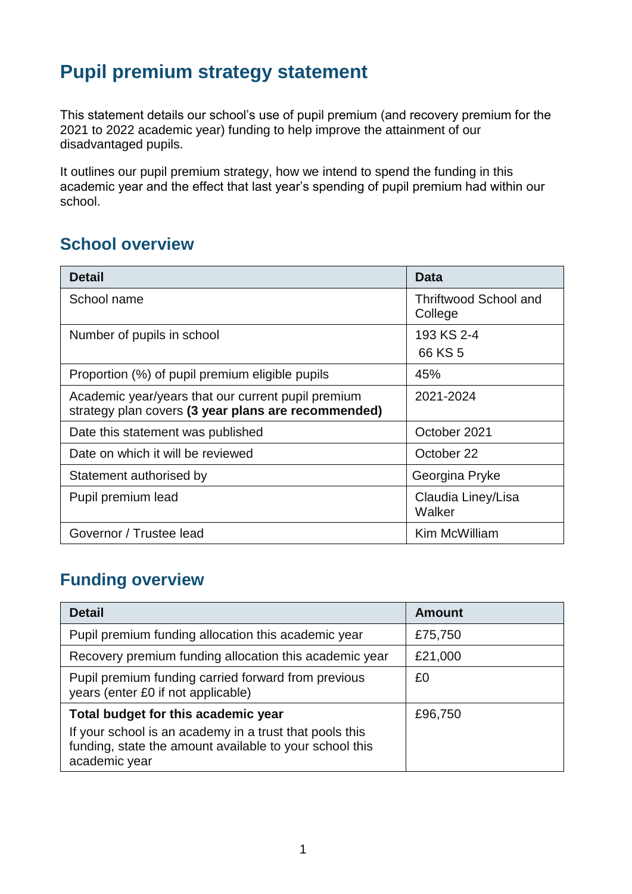# Pupil premium strategy statement

This statement details our school's use of pupil premium (and recovery premium for the 2021 to 2022 academic year) funding to help improve the attainment of our disadvantaged pupils.

It outlines our pupil premium strategy, how we intend to spend the funding in this academic year and the effect that last year's spending of pupil premium had within our school.

## School overview

| Detail | Data |
|---|---|
| School name | Thriftwood School and College |
| Number of pupils in school | 193 KS 2-4<br>66 KS 5 |
| Proportion (%) of pupil premium eligible pupils | 45% |
| Academic year/years that our current pupil premium strategy plan covers **(3 year plans are recommended)** | 2021-2024 |
| Date this statement was published | October 2021 |
| Date on which it will be reviewed | October 22 |
| Statement authorised by | Georgina Pryke |
| Pupil premium lead | Claudia Liney/Lisa Walker |
| Governor / Trustee lead | Kim McWilliam |

## Funding overview

| Detail | Amount |
|---|---|
| Pupil premium funding allocation this academic year | £75,750 |
| Recovery premium funding allocation this academic year | £21,000 |
| Pupil premium funding carried forward from previous years (enter £0 if not applicable) | £0 |
| **Total budget for this academic year**<br>If your school is an academy in a trust that pools this funding, state the amount available to your school this academic year | £96,750 |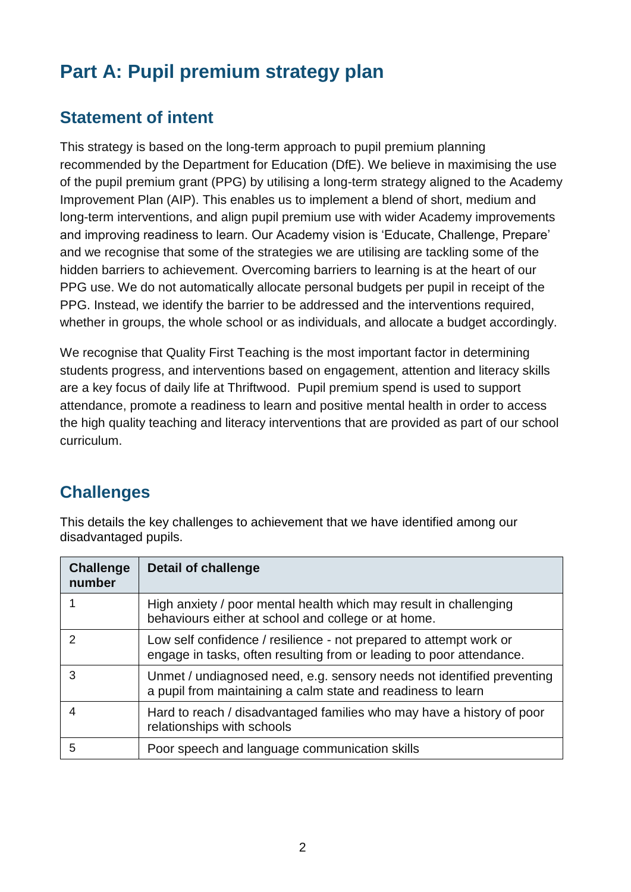# Part A: Pupil premium strategy plan

## Statement of intent

This strategy is based on the long-term approach to pupil premium planning recommended by the Department for Education (DfE). We believe in maximising the use of the pupil premium grant (PPG) by utilising a long-term strategy aligned to the Academy Improvement Plan (AIP). This enables us to implement a blend of short, medium and long-term interventions, and align pupil premium use with wider Academy improvements and improving readiness to learn. Our Academy vision is 'Educate, Challenge, Prepare' and we recognise that some of the strategies we are utilising are tackling some of the hidden barriers to achievement. Overcoming barriers to learning is at the heart of our PPG use. We do not automatically allocate personal budgets per pupil in receipt of the PPG. Instead, we identify the barrier to be addressed and the interventions required, whether in groups, the whole school or as individuals, and allocate a budget accordingly.

We recognise that Quality First Teaching is the most important factor in determining students progress, and interventions based on engagement, attention and literacy skills are a key focus of daily life at Thriftwood. Pupil premium spend is used to support attendance, promote a readiness to learn and positive mental health in order to access the high quality teaching and literacy interventions that are provided as part of our school curriculum.

## Challenges

This details the key challenges to achievement that we have identified among our disadvantaged pupils.

| Challenge number | Detail of challenge |
|---|---|
| 1 | High anxiety / poor mental health which may result in challenging behaviours either at school and college or at home. |
| 2 | Low self confidence / resilience - not prepared to attempt work or engage in tasks, often resulting from or leading to poor attendance. |
| 3 | Unmet / undiagnosed need, e.g. sensory needs not identified preventing a pupil from maintaining a calm state and readiness to learn |
| 4 | Hard to reach / disadvantaged families who may have a history of poor relationships with schools |
| 5 | Poor speech and language communication skills |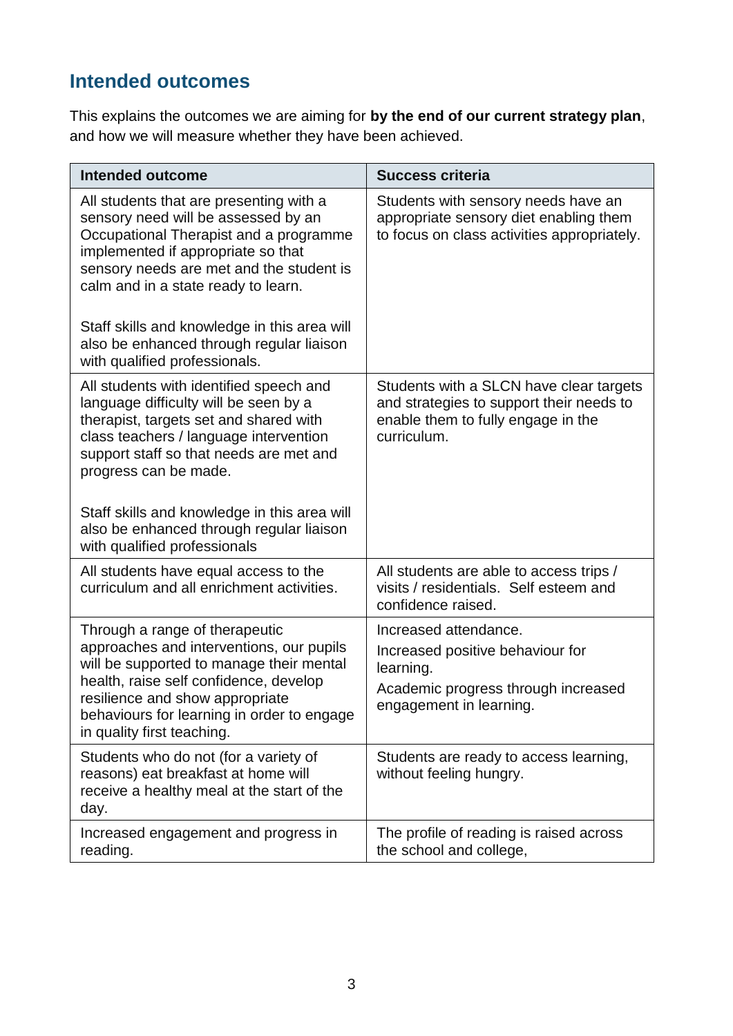## Intended outcomes

This explains the outcomes we are aiming for **by the end of our current strategy plan**, and how we will measure whether they have been achieved.

| Intended outcome | Success criteria |
|---|---|
| All students that are presenting with a sensory need will be assessed by an Occupational Therapist and a programme implemented if appropriate so that sensory needs are met and the student is calm and in a state ready to learn.<br><br>Staff skills and knowledge in this area will also be enhanced through regular liaison with qualified professionals. | Students with sensory needs have an appropriate sensory diet enabling them to focus on class activities appropriately. |
| All students with identified speech and language difficulty will be seen by a therapist, targets set and shared with class teachers / language intervention support staff so that needs are met and progress can be made.<br><br>Staff skills and knowledge in this area will also be enhanced through regular liaison with qualified professionals | Students with a SLCN have clear targets and strategies to support their needs to enable them to fully engage in the curriculum. |
| All students have equal access to the curriculum and all enrichment activities. | All students are able to access trips / visits / residentials. Self esteem and confidence raised. |
| Through a range of therapeutic approaches and interventions, our pupils will be supported to manage their mental health, raise self confidence, develop resilience and show appropriate behaviours for learning in order to engage in quality first teaching. | Increased attendance.<br>Increased positive behaviour for learning.<br>Academic progress through increased engagement in learning. |
| Students who do not (for a variety of reasons) eat breakfast at home will receive a healthy meal at the start of the day. | Students are ready to access learning, without feeling hungry. |
| Increased engagement and progress in reading. | The profile of reading is raised across the school and college, |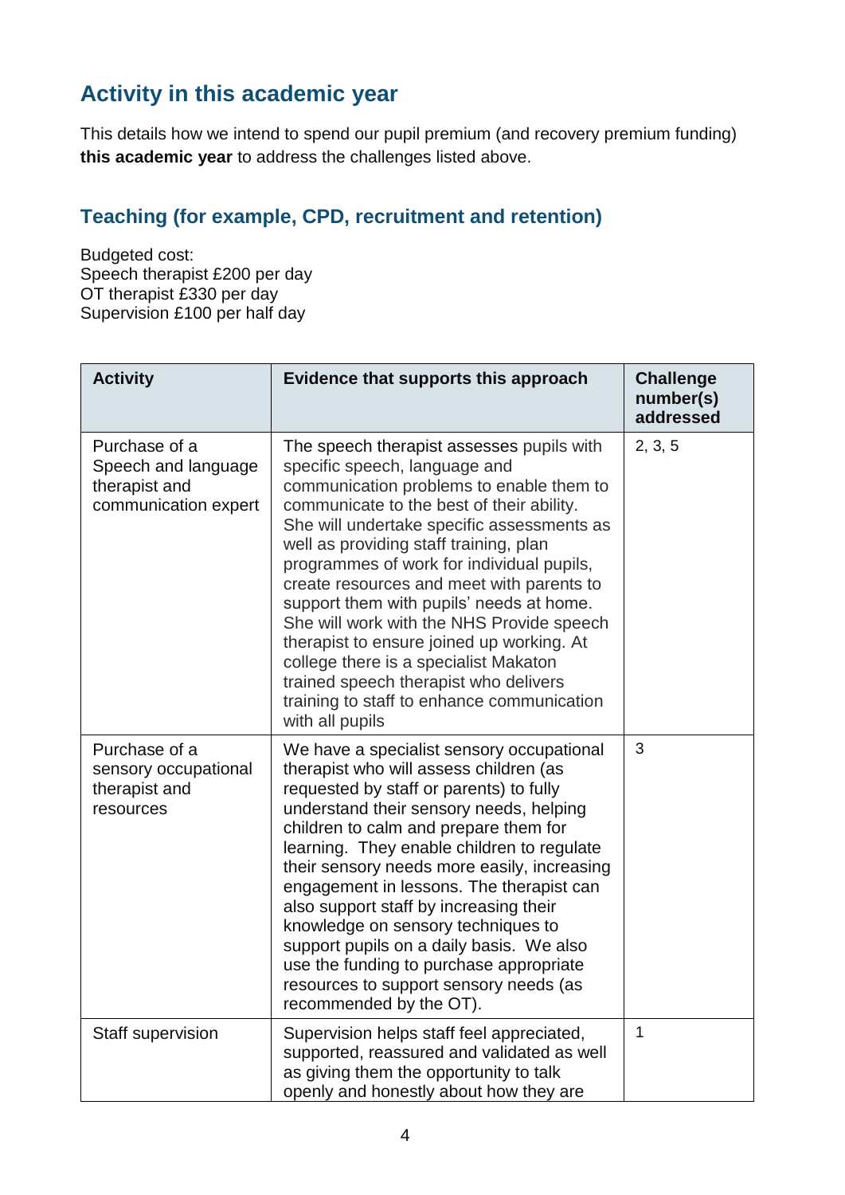## Activity in this academic year

This details how we intend to spend our pupil premium (and recovery premium funding) **this academic year** to address the challenges listed above.

### Teaching (for example, CPD, recruitment and retention)

Budgeted cost:
Speech therapist £200 per day
OT therapist £330 per day
Supervision £100 per half day

| Activity | Evidence that supports this approach | Challenge number(s) addressed |
|---|---|---|
| Purchase of a Speech and language therapist and communication expert | The speech therapist assesses pupils with specific speech, language and communication problems to enable them to communicate to the best of their ability. She will undertake specific assessments as well as providing staff training, plan programmes of work for individual pupils, create resources and meet with parents to support them with pupils' needs at home. She will work with the NHS Provide speech therapist to ensure joined up working. At college there is a specialist Makaton trained speech therapist who delivers training to staff to enhance communication with all pupils | 2, 3, 5 |
| Purchase of a sensory occupational therapist and resources | We have a specialist sensory occupational therapist who will assess children (as requested by staff or parents) to fully understand their sensory needs, helping children to calm and prepare them for learning. They enable children to regulate their sensory needs more easily, increasing engagement in lessons. The therapist can also support staff by increasing their knowledge on sensory techniques to support pupils on a daily basis. We also use the funding to purchase appropriate resources to support sensory needs (as recommended by the OT). | 3 |
| Staff supervision | Supervision helps staff feel appreciated, supported, reassured and validated as well as giving them the opportunity to talk openly and honestly about how they are | 1 |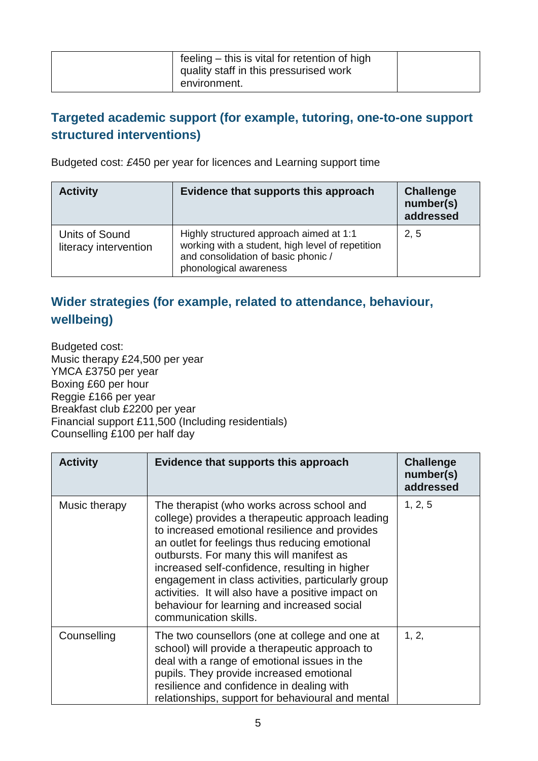|  | feeling – this is vital for retention of high quality staff in this pressurised work environment. |  |
|---|---|---|

## Targeted academic support (for example, tutoring, one-to-one support structured interventions)

Budgeted cost: £450 per year for licences and Learning support time

| Activity | Evidence that supports this approach | Challenge number(s) addressed |
|---|---|---|
| Units of Sound literacy intervention | Highly structured approach aimed at 1:1 working with a student, high level of repetition and consolidation of basic phonic / phonological awareness | 2, 5 |

## Wider strategies (for example, related to attendance, behaviour, wellbeing)

Budgeted cost:
Music therapy £24,500 per year
YMCA £3750 per year
Boxing £60 per hour
Reggie £166 per year
Breakfast club £2200 per year
Financial support £11,500 (Including residentials)
Counselling £100 per half day

| Activity | Evidence that supports this approach | Challenge number(s) addressed |
|---|---|---|
| Music therapy | The therapist (who works across school and college) provides a therapeutic approach leading to increased emotional resilience and provides an outlet for feelings thus reducing emotional outbursts. For many this will manifest as increased self-confidence, resulting in higher engagement in class activities, particularly group activities. It will also have a positive impact on behaviour for learning and increased social communication skills. | 1, 2, 5 |
| Counselling | The two counsellors (one at college and one at school) will provide a therapeutic approach to deal with a range of emotional issues in the pupils. They provide increased emotional resilience and confidence in dealing with relationships, support for behavioural and mental | 1, 2, |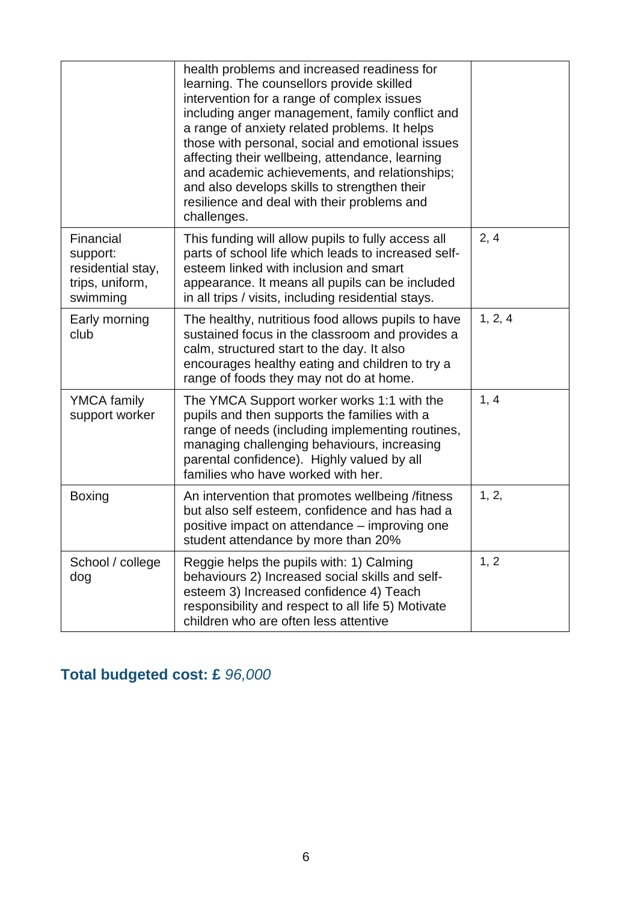| | | |
|---|---|---|
| | health problems and increased readiness for learning. The counsellors provide skilled intervention for a range of complex issues including anger management, family conflict and a range of anxiety related problems. It helps those with personal, social and emotional issues affecting their wellbeing, attendance, learning and academic achievements, and relationships; and also develops skills to strengthen their resilience and deal with their problems and challenges. | |
| Financial support: residential stay, trips, uniform, swimming | This funding will allow pupils to fully access all parts of school life which leads to increased self-esteem linked with inclusion and smart appearance. It means all pupils can be included in all trips / visits, including residential stays. | 2, 4 |
| Early morning club | The healthy, nutritious food allows pupils to have sustained focus in the classroom and provides a calm, structured start to the day. It also encourages healthy eating and children to try a range of foods they may not do at home. | 1, 2, 4 |
| YMCA family support worker | The YMCA Support worker works 1:1 with the pupils and then supports the families with a range of needs (including implementing routines, managing challenging behaviours, increasing parental confidence). Highly valued by all families who have worked with her. | 1, 4 |
| Boxing | An intervention that promotes wellbeing /fitness but also self esteem, confidence and has had a positive impact on attendance – improving one student attendance by more than 20% | 1, 2, |
| School / college dog | Reggie helps the pupils with: 1) Calming behaviours 2) Increased social skills and self-esteem 3) Increased confidence 4) Teach responsibility and respect to all life 5) Motivate children who are often less attentive | 1, 2 |

## Total budgeted cost: £ *96,000*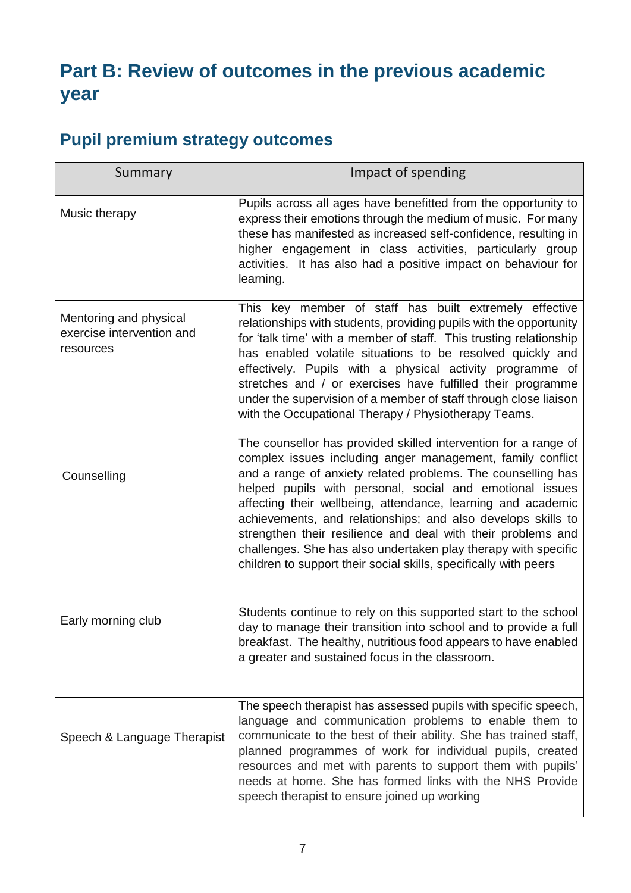# Part B: Review of outcomes in the previous academic year

## Pupil premium strategy outcomes

| Summary | Impact of spending |
|---|---|
| Music therapy | Pupils across all ages have benefitted from the opportunity to express their emotions through the medium of music. For many these has manifested as increased self-confidence, resulting in higher engagement in class activities, particularly group activities. It has also had a positive impact on behaviour for learning. |
| Mentoring and physical exercise intervention and resources | This key member of staff has built extremely effective relationships with students, providing pupils with the opportunity for 'talk time' with a member of staff. This trusting relationship has enabled volatile situations to be resolved quickly and effectively. Pupils with a physical activity programme of stretches and / or exercises have fulfilled their programme under the supervision of a member of staff through close liaison with the Occupational Therapy / Physiotherapy Teams. |
| Counselling | The counsellor has provided skilled intervention for a range of complex issues including anger management, family conflict and a range of anxiety related problems. The counselling has helped pupils with personal, social and emotional issues affecting their wellbeing, attendance, learning and academic achievements, and relationships; and also develops skills to strengthen their resilience and deal with their problems and challenges. She has also undertaken play therapy with specific children to support their social skills, specifically with peers |
| Early morning club | Students continue to rely on this supported start to the school day to manage their transition into school and to provide a full breakfast. The healthy, nutritious food appears to have enabled a greater and sustained focus in the classroom. |
| Speech & Language Therapist | The speech therapist has assessed pupils with specific speech, language and communication problems to enable them to communicate to the best of their ability. She has trained staff, planned programmes of work for individual pupils, created resources and met with parents to support them with pupils' needs at home. She has formed links with the NHS Provide speech therapist to ensure joined up working |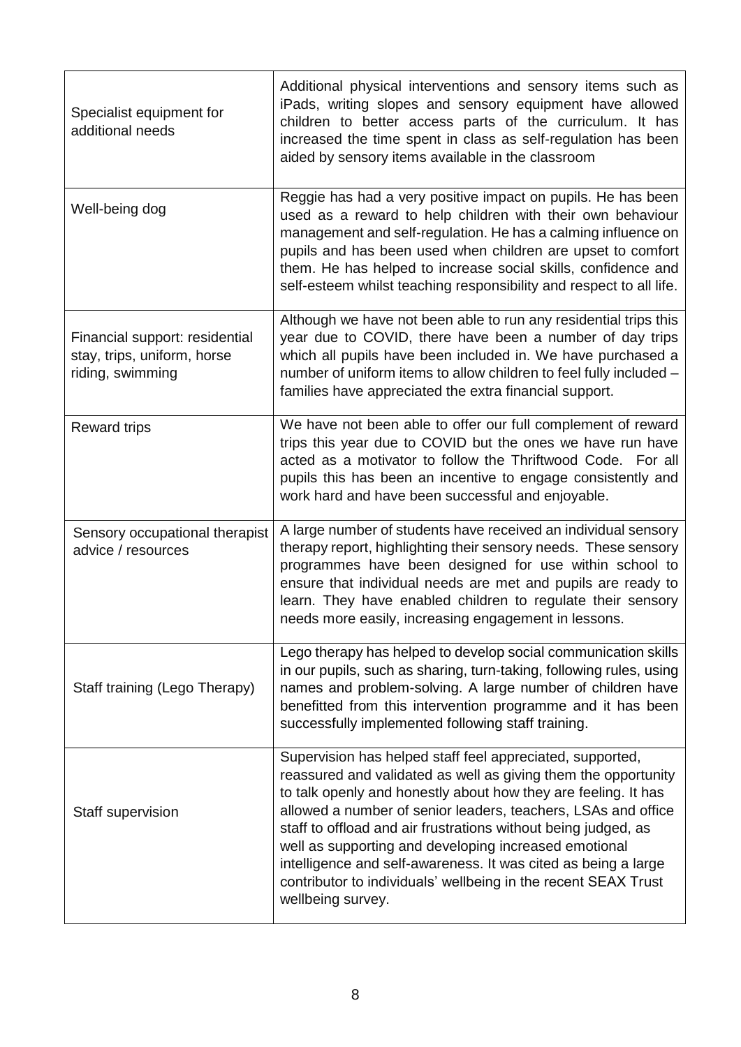| | |
|---|---|
| Specialist equipment for additional needs | Additional physical interventions and sensory items such as iPads, writing slopes and sensory equipment have allowed children to better access parts of the curriculum. It has increased the time spent in class as self-regulation has been aided by sensory items available in the classroom |
| Well-being dog | Reggie has had a very positive impact on pupils. He has been used as a reward to help children with their own behaviour management and self-regulation. He has a calming influence on pupils and has been used when children are upset to comfort them. He has helped to increase social skills, confidence and self-esteem whilst teaching responsibility and respect to all life. |
| Financial support: residential stay, trips, uniform, horse riding, swimming | Although we have not been able to run any residential trips this year due to COVID, there have been a number of day trips which all pupils have been included in. We have purchased a number of uniform items to allow children to feel fully included – families have appreciated the extra financial support. |
| Reward trips | We have not been able to offer our full complement of reward trips this year due to COVID but the ones we have run have acted as a motivator to follow the Thriftwood Code. For all pupils this has been an incentive to engage consistently and work hard and have been successful and enjoyable. |
| Sensory occupational therapist advice / resources | A large number of students have received an individual sensory therapy report, highlighting their sensory needs. These sensory programmes have been designed for use within school to ensure that individual needs are met and pupils are ready to learn. They have enabled children to regulate their sensory needs more easily, increasing engagement in lessons. |
| Staff training (Lego Therapy) | Lego therapy has helped to develop social communication skills in our pupils, such as sharing, turn-taking, following rules, using names and problem-solving. A large number of children have benefitted from this intervention programme and it has been successfully implemented following staff training. |
| Staff supervision | Supervision has helped staff feel appreciated, supported, reassured and validated as well as giving them the opportunity to talk openly and honestly about how they are feeling. It has allowed a number of senior leaders, teachers, LSAs and office staff to offload and air frustrations without being judged, as well as supporting and developing increased emotional intelligence and self-awareness. It was cited as being a large contributor to individuals' wellbeing in the recent SEAX Trust wellbeing survey. |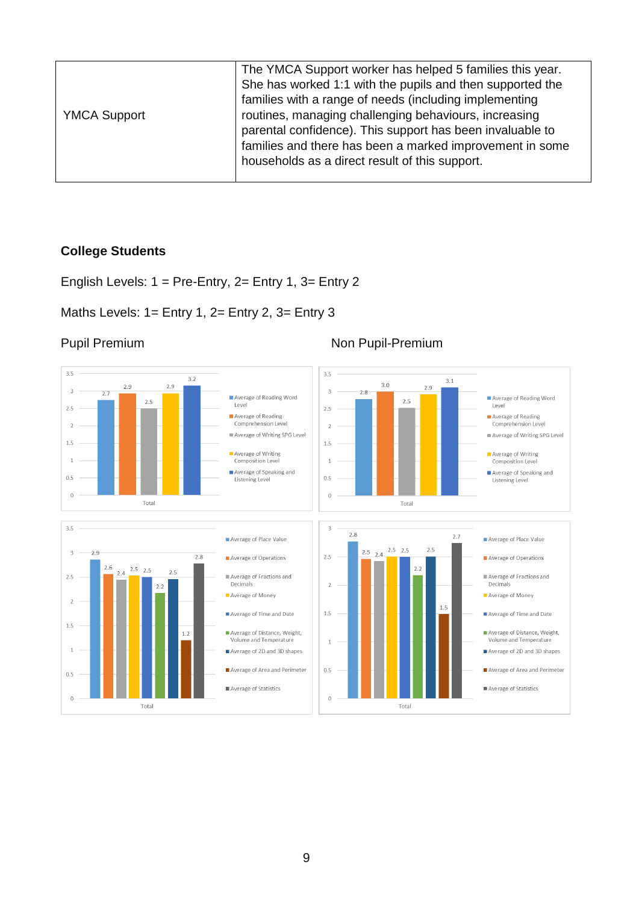| YMCA Support | The YMCA Support worker has helped 5 families this year. She has worked 1:1 with the pupils and then supported the families with a range of needs (including implementing routines, managing challenging behaviours, increasing parental confidence). This support has been invaluable to families and there has been a marked improvement in some households as a direct result of this support. |
|---|---|

**College Students**

English Levels: 1 = Pre-Entry, 2= Entry 1, 3= Entry 2

Maths Levels: 1= Entry 1, 2= Entry 2, 3= Entry 3

| | Pupil Premium (Total) | Non Pupil-Premium (Total) |
|---|---|---|
| Average of Reading Word Level | 2.7 | 2.8 |
| Average of Reading Comprehension Level | 2.9 | 3.0 |
| Average of Writing SPG Level | 2.5 | 2.5 |
| Average of Writing Composition Level | 2.9 | 2.9 |
| Average of Speaking and Listening Level | 3.2 | 3.1 |

| | Pupil Premium (Total) | Non Pupil-Premium (Total) |
|---|---|---|
| Average of Place Value | 2.9 | 2.8 |
| Average of Operations | 2.6 | 2.5 |
| Average of Fractions and Decimals | 2.4 | 2.4 |
| Average of Money | 2.5 | 2.5 |
| Average of Time and Date | 2.5 | 2.5 |
| Average of Distance, Weight, Volume and Temperature | 2.2 | 2.2 |
| Average of 2D and 3D shapes | 2.5 | 2.5 |
| Average of Area and Perimeter | 1.2 | 1.5 |
| Average of Statistics | 2.8 | 2.7 |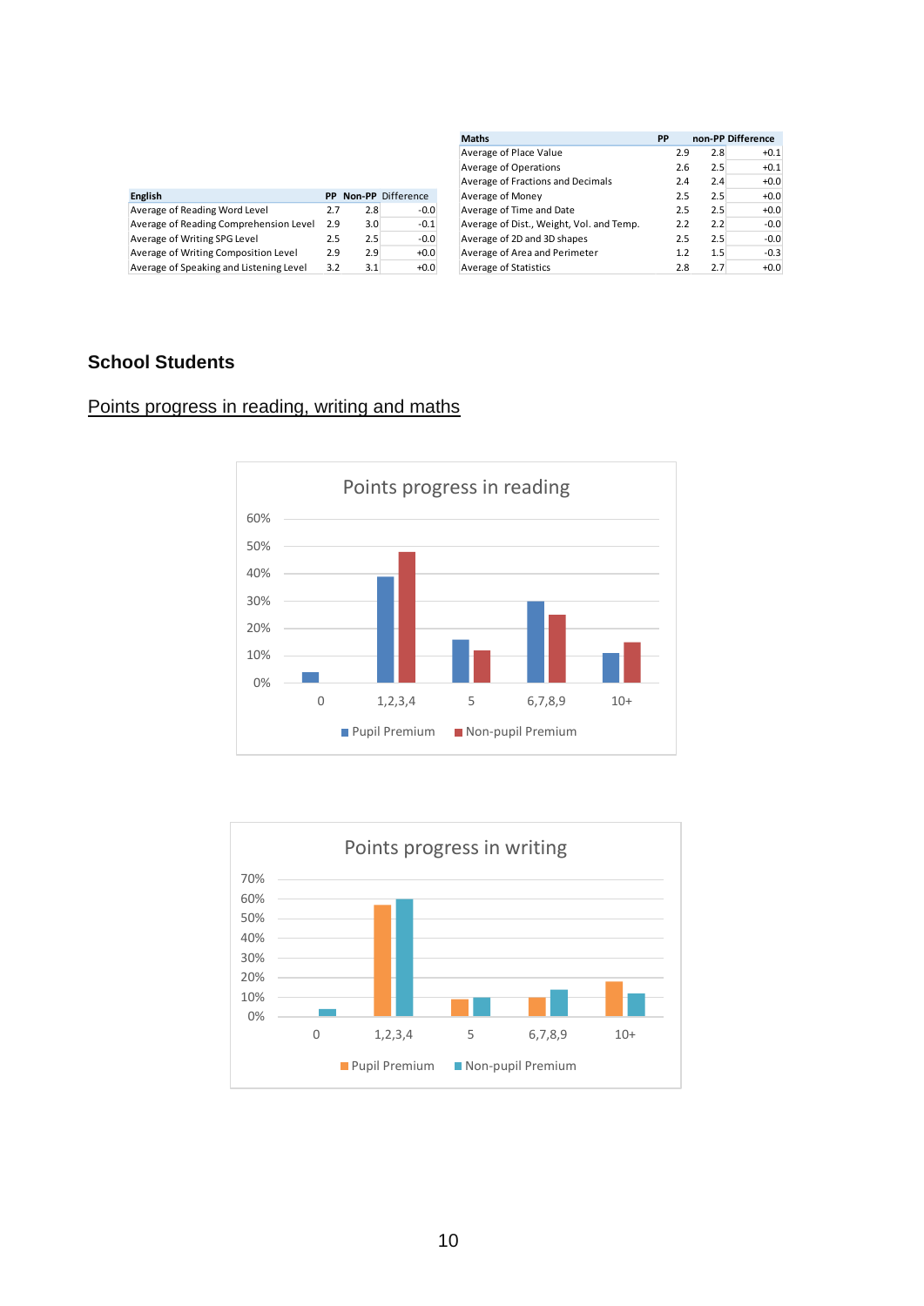| Maths | PP | non-PP | Difference |
|---|---|---|---|
| Average of Place Value | 2.9 | 2.8 | +0.1 |
| Average of Operations | 2.6 | 2.5 | +0.1 |
| Average of Fractions and Decimals | 2.4 | 2.4 | +0.0 |
| Average of Money | 2.5 | 2.5 | +0.0 |
| Average of Time and Date | 2.5 | 2.5 | +0.0 |
| Average of Dist., Weight, Vol. and Temp. | 2.2 | 2.2 | -0.0 |
| Average of 2D and 3D shapes | 2.5 | 2.5 | -0.0 |
| Average of Area and Perimeter | 1.2 | 1.5 | -0.3 |
| Average of Statistics | 2.8 | 2.7 | +0.0 |

| English | PP | Non-PP | Difference |
|---|---|---|---|
| Average of Reading Word Level | 2.7 | 2.8 | -0.0 |
| Average of Reading Comprehension Level | 2.9 | 3.0 | -0.1 |
| Average of Writing SPG Level | 2.5 | 2.5 | -0.0 |
| Average of Writing Composition Level | 2.9 | 2.9 | +0.0 |
| Average of Speaking and Listening Level | 3.2 | 3.1 | +0.0 |

## School Students

Points progress in reading, writing and maths

**Points progress in reading**

| | 0 | 1,2,3,4 | 5 | 6,7,8,9 | 10+ |
|---|---|---|---|---|---|
| Pupil Premium | 4% | 39% | 16% | 30% | 11% |
| Non-pupil Premium | 0% | 48% | 12% | 25% | 15% |

**Points progress in writing**

| | 0 | 1,2,3,4 | 5 | 6,7,8,9 | 10+ |
|---|---|---|---|---|---|
| Pupil Premium | 0% | 57% | 9% | 10% | 18% |
| Non-pupil Premium | 4% | 60% | 10% | 14% | 12% |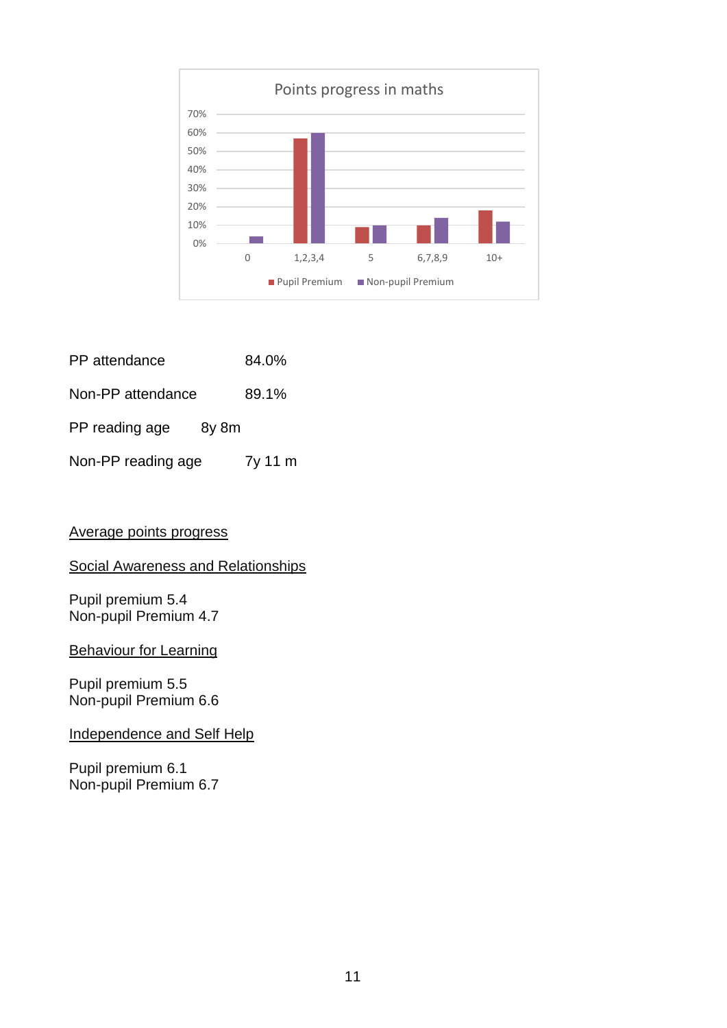Points progress in maths

70%
60%
50%
40%
30%
20%
10%
0%

0
1,2,3,4
5
6,7,8,9
10+

Pupil Premium
Non-pupil Premium

| | |
|---|---|
| PP attendance | 84.0% |
| Non-PP attendance | 89.1% |
| PP reading age | 8y 8m |
| Non-PP reading age | 7y 11 m |

<u>Average points progress</u>

<u>Social Awareness and Relationships</u>

Pupil premium 5.4
Non-pupil Premium 4.7

<u>Behaviour for Learning</u>

Pupil premium 5.5
Non-pupil Premium 6.6

<u>Independence and Self Help</u>

Pupil premium 6.1
Non-pupil Premium 6.7